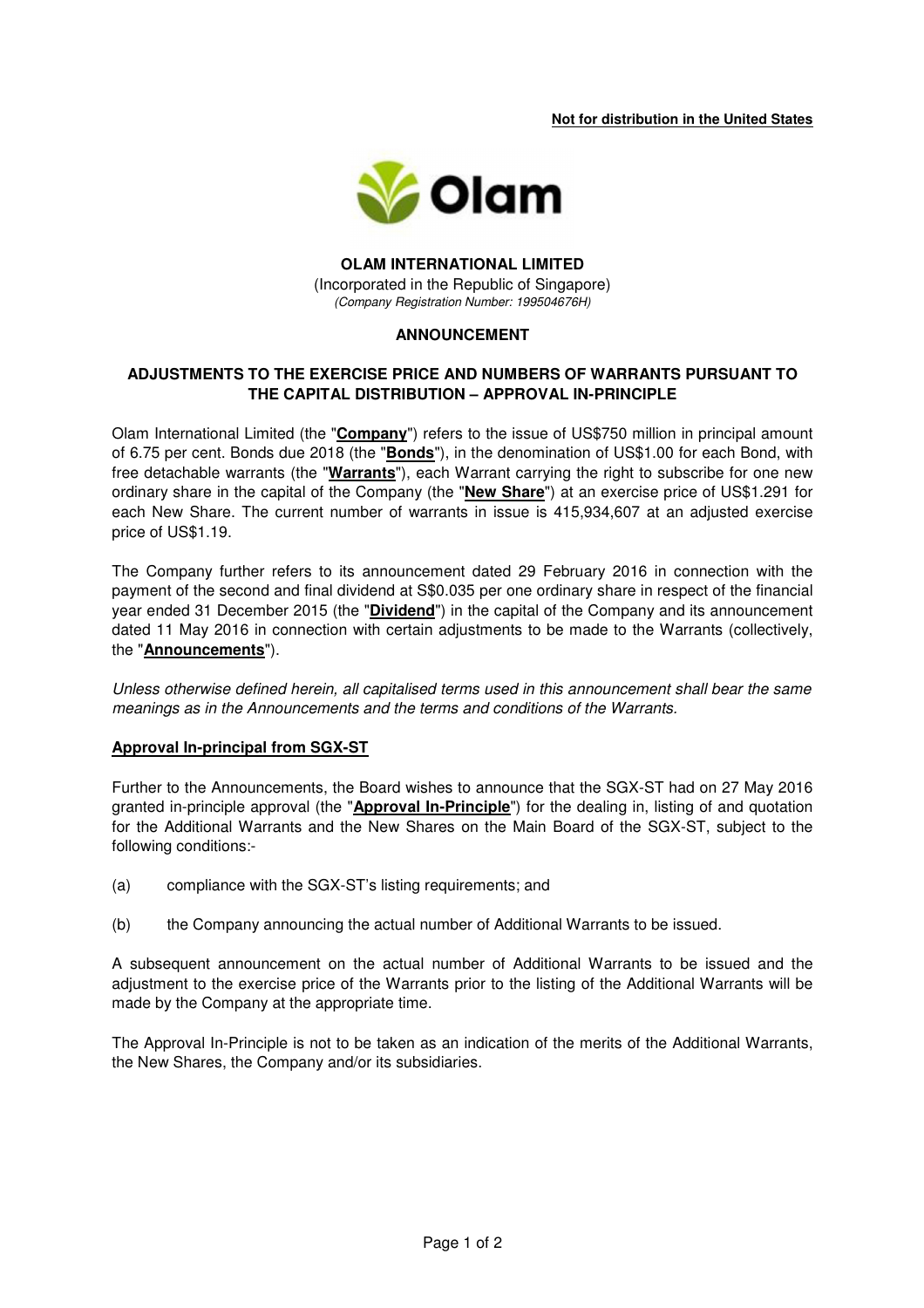**Not for distribution in the United States**

**OLAM INTERNATIONAL LIMITED**
(Incorporated in the Republic of Singapore)
*(Company Registration Number: 199504676H)*

**ANNOUNCEMENT**

**ADJUSTMENTS TO THE EXERCISE PRICE AND NUMBERS OF WARRANTS PURSUANT TO THE CAPITAL DISTRIBUTION – APPROVAL IN-PRINCIPLE**

Olam International Limited (the "**Company**") refers to the issue of US$750 million in principal amount of 6.75 per cent. Bonds due 2018 (the "**Bonds**"), in the denomination of US$1.00 for each Bond, with free detachable warrants (the "**Warrants**"), each Warrant carrying the right to subscribe for one new ordinary share in the capital of the Company (the "**New Share**") at an exercise price of US$1.291 for each New Share. The current number of warrants in issue is 415,934,607 at an adjusted exercise price of US$1.19.

The Company further refers to its announcement dated 29 February 2016 in connection with the payment of the second and final dividend at S$0.035 per one ordinary share in respect of the financial year ended 31 December 2015 (the "**Dividend**") in the capital of the Company and its announcement dated 11 May 2016 in connection with certain adjustments to be made to the Warrants (collectively, the "**Announcements**").

*Unless otherwise defined herein, all capitalised terms used in this announcement shall bear the same meanings as in the Announcements and the terms and conditions of the Warrants.*

**Approval In-principal from SGX-ST**

Further to the Announcements, the Board wishes to announce that the SGX-ST had on 27 May 2016 granted in-principle approval (the "**Approval In-Principle**") for the dealing in, listing of and quotation for the Additional Warrants and the New Shares on the Main Board of the SGX-ST, subject to the following conditions:-

(a) compliance with the SGX-ST's listing requirements; and

(b) the Company announcing the actual number of Additional Warrants to be issued.

A subsequent announcement on the actual number of Additional Warrants to be issued and the adjustment to the exercise price of the Warrants prior to the listing of the Additional Warrants will be made by the Company at the appropriate time.

The Approval In-Principle is not to be taken as an indication of the merits of the Additional Warrants, the New Shares, the Company and/or its subsidiaries.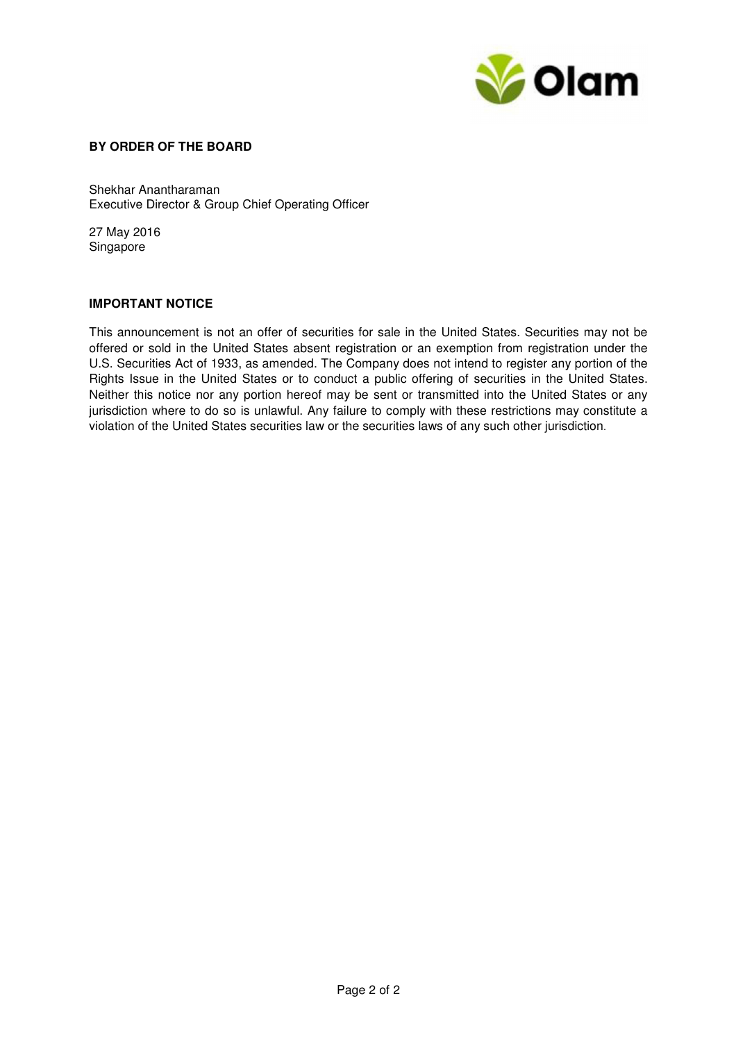**BY ORDER OF THE BOARD**

Shekhar Anantharaman
Executive Director & Group Chief Operating Officer

27 May 2016
Singapore

**IMPORTANT NOTICE**

This announcement is not an offer of securities for sale in the United States. Securities may not be offered or sold in the United States absent registration or an exemption from registration under the U.S. Securities Act of 1933, as amended. The Company does not intend to register any portion of the Rights Issue in the United States or to conduct a public offering of securities in the United States. Neither this notice nor any portion hereof may be sent or transmitted into the United States or any jurisdiction where to do so is unlawful. Any failure to comply with these restrictions may constitute a violation of the United States securities law or the securities laws of any such other jurisdiction.